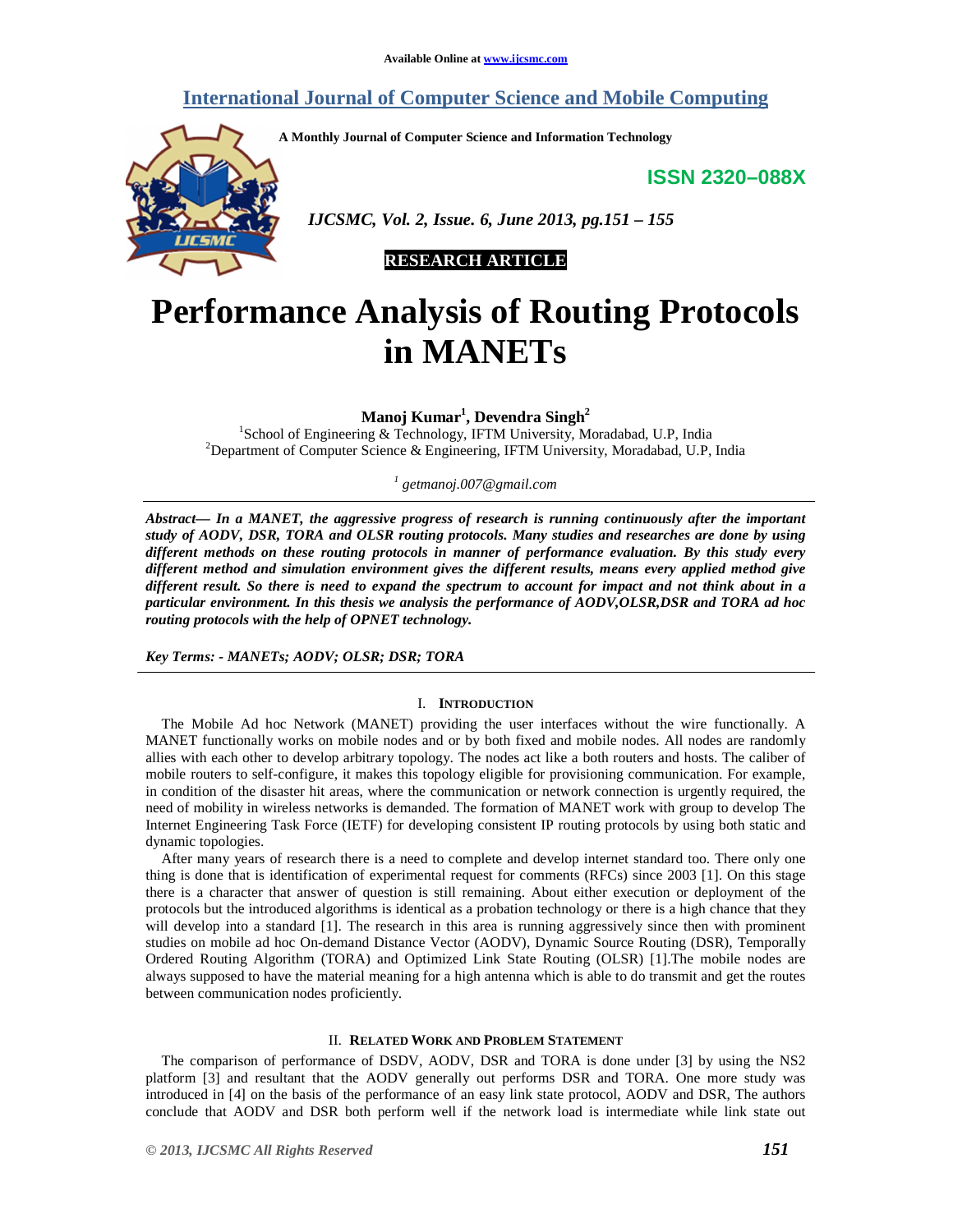Available Online at www.ijcsmc.com

# International Journal of Computer Science and Mobile Computing

A Monthly Journal of Computer Science and Information Technology

ISSN 2320–088X

**RESEARCH ARTICLE**

# Performance Analysis of Routing Protocols in MANETs

**Manoj Kumar[1], Devendra Singh[2]**

[1]School of Engineering & Technology, IFTM University, Moradabad, U.P, India
[2]Department of Computer Science & Engineering, IFTM University, Moradabad, U.P, India

[1] *getmanoj.007@gmail.com*

***Abstract— In a MANET, the aggressive progress of research is running continuously after the important study of AODV, DSR, TORA and OLSR routing protocols. Many studies and researches are done by using different methods on these routing protocols in manner of performance evaluation. By this study every different method and simulation environment gives the different results, means every applied method give different result. So there is need to expand the spectrum to account for impact and not think about in a particular environment. In this thesis we analysis the performance of AODV,OLSR,DSR and TORA ad hoc routing protocols with the help of OPNET technology.***

***Key Terms: - MANETs; AODV; OLSR; DSR; TORA***

## I. Introduction

The Mobile Ad hoc Network (MANET) providing the user interfaces without the wire functionally. A MANET functionally works on mobile nodes and or by both fixed and mobile nodes. All nodes are randomly allies with each other to develop arbitrary topology. The nodes act like a both routers and hosts. The caliber of mobile routers to self-configure, it makes this topology eligible for provisioning communication. For example, in condition of the disaster hit areas, where the communication or network connection is urgently required, the need of mobility in wireless networks is demanded. The formation of MANET work with group to develop The Internet Engineering Task Force (IETF) for developing consistent IP routing protocols by using both static and dynamic topologies.

After many years of research there is a need to complete and develop internet standard too. There only one thing is done that is identification of experimental request for comments (RFCs) since 2003 [1]. On this stage there is a character that answer of question is still remaining. About either execution or deployment of the protocols but the introduced algorithms is identical as a probation technology or there is a high chance that they will develop into a standard [1]. The research in this area is running aggressively since then with prominent studies on mobile ad hoc On-demand Distance Vector (AODV), Dynamic Source Routing (DSR), Temporally Ordered Routing Algorithm (TORA) and Optimized Link State Routing (OLSR) [1].The mobile nodes are always supposed to have the material meaning for a high antenna which is able to do transmit and get the routes between communication nodes proficiently.

## II. Related Work and Problem Statement

The comparison of performance of DSDV, AODV, DSR and TORA is done under [3] by using the NS2 platform [3] and resultant that the AODV generally out performs DSR and TORA. One more study was introduced in [4] on the basis of the performance of an easy link state protocol, AODV and DSR, The authors conclude that AODV and DSR both perform well if the network load is intermediate while link state out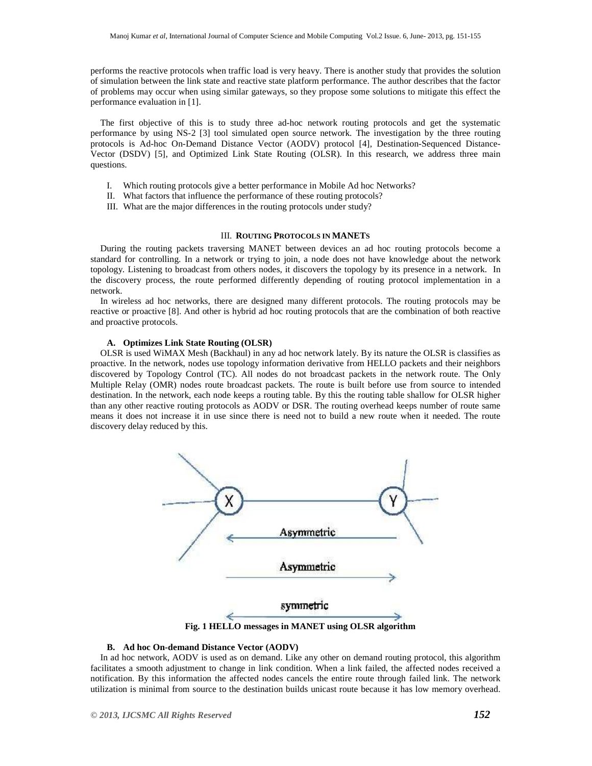performs the reactive protocols when traffic load is very heavy. There is another study that provides the solution of simulation between the link state and reactive state platform performance. The author describes that the factor of problems may occur when using similar gateways, so they propose some solutions to mitigate this effect the performance evaluation in [1].

The first objective of this is to study three ad-hoc network routing protocols and get the systematic performance by using NS-2 [3] tool simulated open source network. The investigation by the three routing protocols is Ad-hoc On-Demand Distance Vector (AODV) protocol [4], Destination-Sequenced Distance-Vector (DSDV) [5], and Optimized Link State Routing (OLSR). In this research, we address three main questions.

I. Which routing protocols give a better performance in Mobile Ad hoc Networks?
II. What factors that influence the performance of these routing protocols?
III. What are the major differences in the routing protocols under study?

## III. Routing Protocols in MANETs

During the routing packets traversing MANET between devices an ad hoc routing protocols become a standard for controlling. In a network or trying to join, a node does not have knowledge about the network topology. Listening to broadcast from others nodes, it discovers the topology by its presence in a network. In the discovery process, the route performed differently depending of routing protocol implementation in a network.

In wireless ad hoc networks, there are designed many different protocols. The routing protocols may be reactive or proactive [8]. And other is hybrid ad hoc routing protocols that are the combination of both reactive and proactive protocols.

### A. Optimizes Link State Routing (OLSR)

OLSR is used WiMAX Mesh (Backhaul) in any ad hoc network lately. By its nature the OLSR is classifies as proactive. In the network, nodes use topology information derivative from HELLO packets and their neighbors discovered by Topology Control (TC). All nodes do not broadcast packets in the network route. The Only Multiple Relay (OMR) nodes route broadcast packets. The route is built before use from source to intended destination. In the network, each node keeps a routing table. By this the routing table shallow for OLSR higher than any other reactive routing protocols as AODV or DSR. The routing overhead keeps number of route same means it does not increase it in use since there is need not to build a new route when it needed. The route discovery delay reduced by this.

**Fig. 1 HELLO messages in MANET using OLSR algorithm**

### B. Ad hoc On-demand Distance Vector (AODV)

In ad hoc network, AODV is used as on demand. Like any other on demand routing protocol, this algorithm facilitates a smooth adjustment to change in link condition. When a link failed, the affected nodes received a notification. By this information the affected nodes cancels the entire route through failed link. The network utilization is minimal from source to the destination builds unicast route because it has low memory overhead.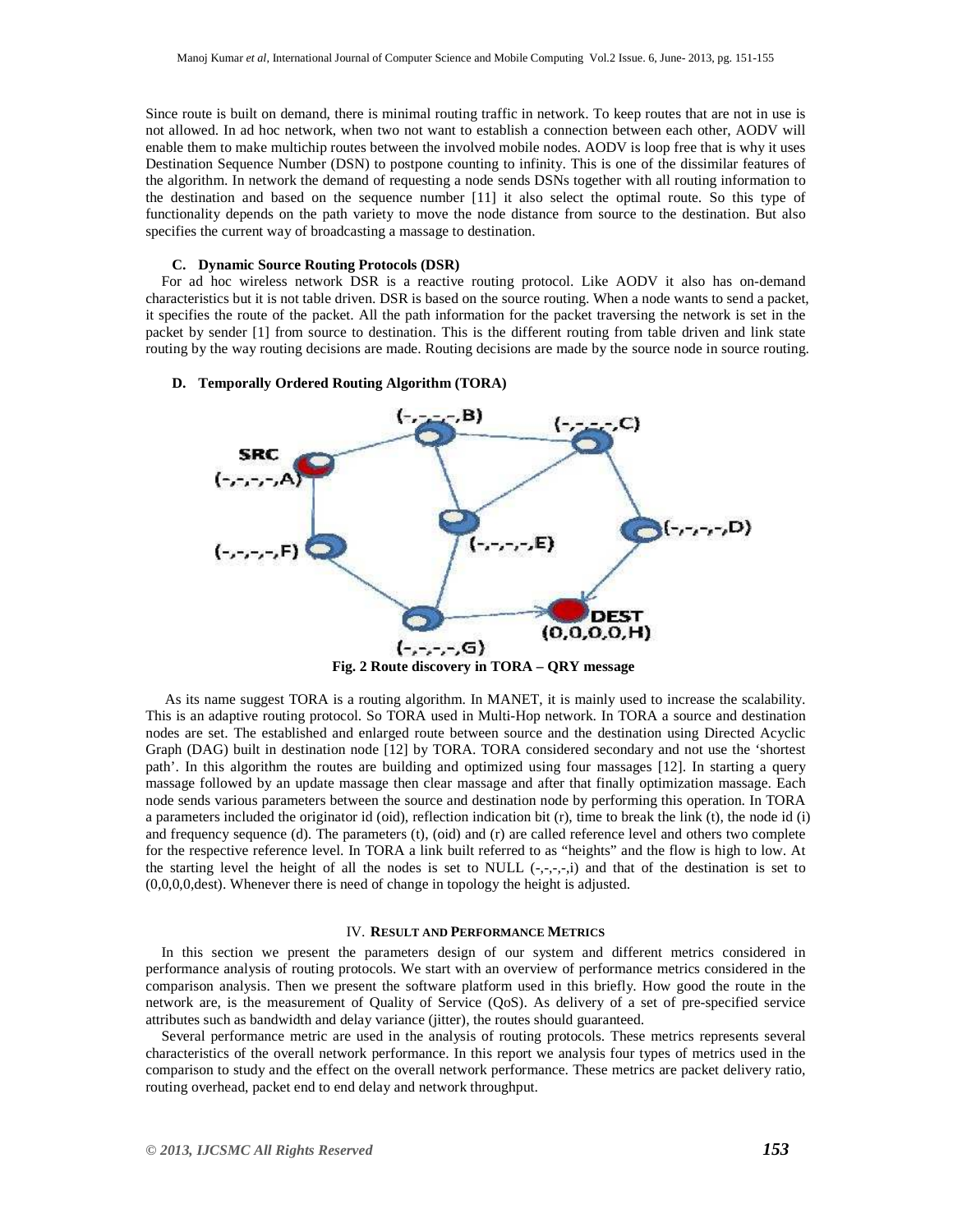Since route is built on demand, there is minimal routing traffic in network. To keep routes that are not in use is not allowed. In ad hoc network, when two not want to establish a connection between each other, AODV will enable them to make multichip routes between the involved mobile nodes. AODV is loop free that is why it uses Destination Sequence Number (DSN) to postpone counting to infinity. This is one of the dissimilar features of the algorithm. In network the demand of requesting a node sends DSNs together with all routing information to the destination and based on the sequence number [11] it also select the optimal route. So this type of functionality depends on the path variety to move the node distance from source to the destination. But also specifies the current way of broadcasting a massage to destination.

### C. Dynamic Source Routing Protocols (DSR)

For ad hoc wireless network DSR is a reactive routing protocol. Like AODV it also has on-demand characteristics but it is not table driven. DSR is based on the source routing. When a node wants to send a packet, it specifies the route of the packet. All the path information for the packet traversing the network is set in the packet by sender [1] from source to destination. This is the different routing from table driven and link state routing by the way routing decisions are made. Routing decisions are made by the source node in source routing.

### D. Temporally Ordered Routing Algorithm (TORA)

**Fig. 2 Route discovery in TORA – QRY message**

As its name suggest TORA is a routing algorithm. In MANET, it is mainly used to increase the scalability. This is an adaptive routing protocol. So TORA used in Multi-Hop network. In TORA a source and destination nodes are set. The established and enlarged route between source and the destination using Directed Acyclic Graph (DAG) built in destination node [12] by TORA. TORA considered secondary and not use the 'shortest path'. In this algorithm the routes are building and optimized using four massages [12]. In starting a query massage followed by an update massage then clear massage and after that finally optimization massage. Each node sends various parameters between the source and destination node by performing this operation. In TORA a parameters included the originator id (oid), reflection indication bit (r), time to break the link (t), the node id (i) and frequency sequence (d). The parameters (t), (oid) and (r) are called reference level and others two complete for the respective reference level. In TORA a link built referred to as "heights" and the flow is high to low. At the starting level the height of all the nodes is set to NULL (-,-,-,-,i) and that of the destination is set to (0,0,0,0,dest). Whenever there is need of change in topology the height is adjusted.

## IV. Result and Performance Metrics

In this section we present the parameters design of our system and different metrics considered in performance analysis of routing protocols. We start with an overview of performance metrics considered in the comparison analysis. Then we present the software platform used in this briefly. How good the route in the network are, is the measurement of Quality of Service (QoS). As delivery of a set of pre-specified service attributes such as bandwidth and delay variance (jitter), the routes should guaranteed.

Several performance metric are used in the analysis of routing protocols. These metrics represents several characteristics of the overall network performance. In this report we analysis four types of metrics used in the comparison to study and the effect on the overall network performance. These metrics are packet delivery ratio, routing overhead, packet end to end delay and network throughput.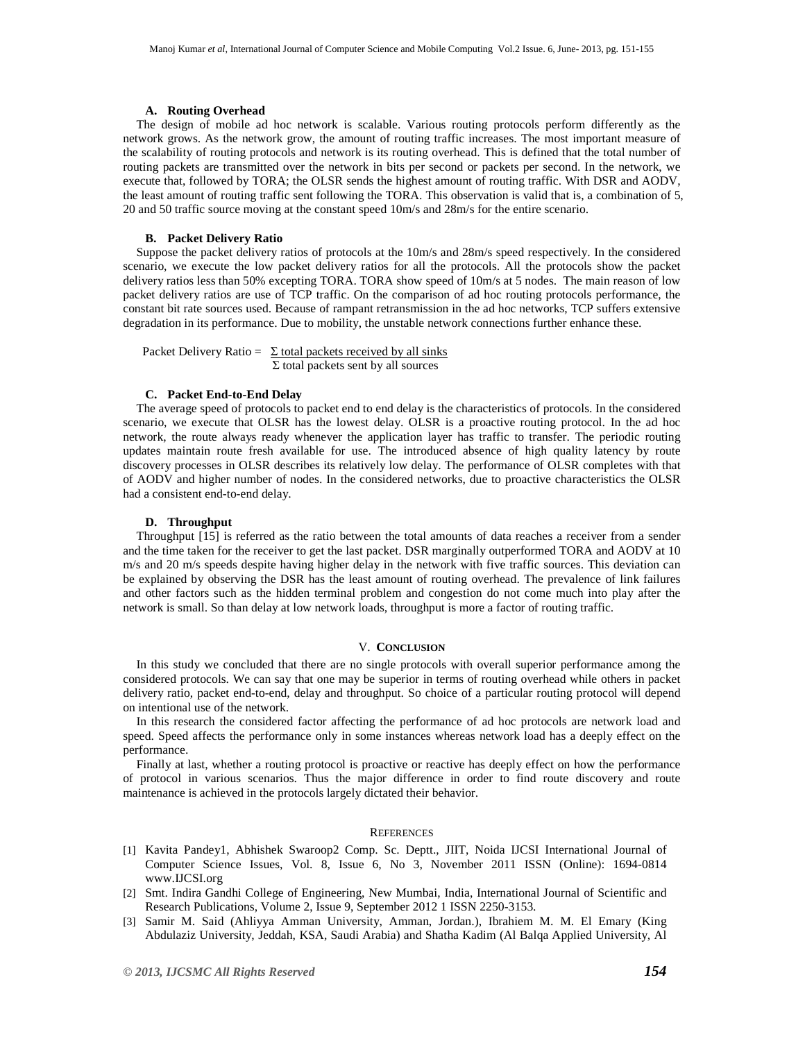### A. Routing Overhead

The design of mobile ad hoc network is scalable. Various routing protocols perform differently as the network grows. As the network grow, the amount of routing traffic increases. The most important measure of the scalability of routing protocols and network is its routing overhead. This is defined that the total number of routing packets are transmitted over the network in bits per second or packets per second. In the network, we execute that, followed by TORA; the OLSR sends the highest amount of routing traffic. With DSR and AODV, the least amount of routing traffic sent following the TORA. This observation is valid that is, a combination of 5, 20 and 50 traffic source moving at the constant speed 10m/s and 28m/s for the entire scenario.

### B. Packet Delivery Ratio

Suppose the packet delivery ratios of protocols at the 10m/s and 28m/s speed respectively. In the considered scenario, we execute the low packet delivery ratios for all the protocols. All the protocols show the packet delivery ratios less than 50% excepting TORA. TORA show speed of 10m/s at 5 nodes. The main reason of low packet delivery ratios are use of TCP traffic. On the comparison of ad hoc routing protocols performance, the constant bit rate sources used. Because of rampant retransmission in the ad hoc networks, TCP suffers extensive degradation in its performance. Due to mobility, the unstable network connections further enhance these.

$$\text{Packet Delivery Ratio} = \frac{\Sigma \text{ total packets received by all sinks}}{\Sigma \text{ total packets sent by all sources}}$$

### C. Packet End-to-End Delay

The average speed of protocols to packet end to end delay is the characteristics of protocols. In the considered scenario, we execute that OLSR has the lowest delay. OLSR is a proactive routing protocol. In the ad hoc network, the route always ready whenever the application layer has traffic to transfer. The periodic routing updates maintain route fresh available for use. The introduced absence of high quality latency by route discovery processes in OLSR describes its relatively low delay. The performance of OLSR completes with that of AODV and higher number of nodes. In the considered networks, due to proactive characteristics the OLSR had a consistent end-to-end delay.

### D. Throughput

Throughput [15] is referred as the ratio between the total amounts of data reaches a receiver from a sender and the time taken for the receiver to get the last packet. DSR marginally outperformed TORA and AODV at 10 m/s and 20 m/s speeds despite having higher delay in the network with five traffic sources. This deviation can be explained by observing the DSR has the least amount of routing overhead. The prevalence of link failures and other factors such as the hidden terminal problem and congestion do not come much into play after the network is small. So than delay at low network loads, throughput is more a factor of routing traffic.

## V. Conclusion

In this study we concluded that there are no single protocols with overall superior performance among the considered protocols. We can say that one may be superior in terms of routing overhead while others in packet delivery ratio, packet end-to-end, delay and throughput. So choice of a particular routing protocol will depend on intentional use of the network.

In this research the considered factor affecting the performance of ad hoc protocols are network load and speed. Speed affects the performance only in some instances whereas network load has a deeply effect on the performance.

Finally at last, whether a routing protocol is proactive or reactive has deeply effect on how the performance of protocol in various scenarios. Thus the major difference in order to find route discovery and route maintenance is achieved in the protocols largely dictated their behavior.

## References

[1] Kavita Pandey1, Abhishek Swaroop2 Comp. Sc. Deptt., JIIT, Noida IJCSI International Journal of Computer Science Issues, Vol. 8, Issue 6, No 3, November 2011 ISSN (Online): 1694-0814 www.IJCSI.org

[2] Smt. Indira Gandhi College of Engineering, New Mumbai, India, International Journal of Scientific and Research Publications, Volume 2, Issue 9, September 2012 1 ISSN 2250-3153.

[3] Samir M. Said (Ahliyya Amman University, Amman, Jordan.), Ibrahiem M. M. El Emary (King Abdulaziz University, Jeddah, KSA, Saudi Arabia) and Shatha Kadim (Al Balqa Applied University, Al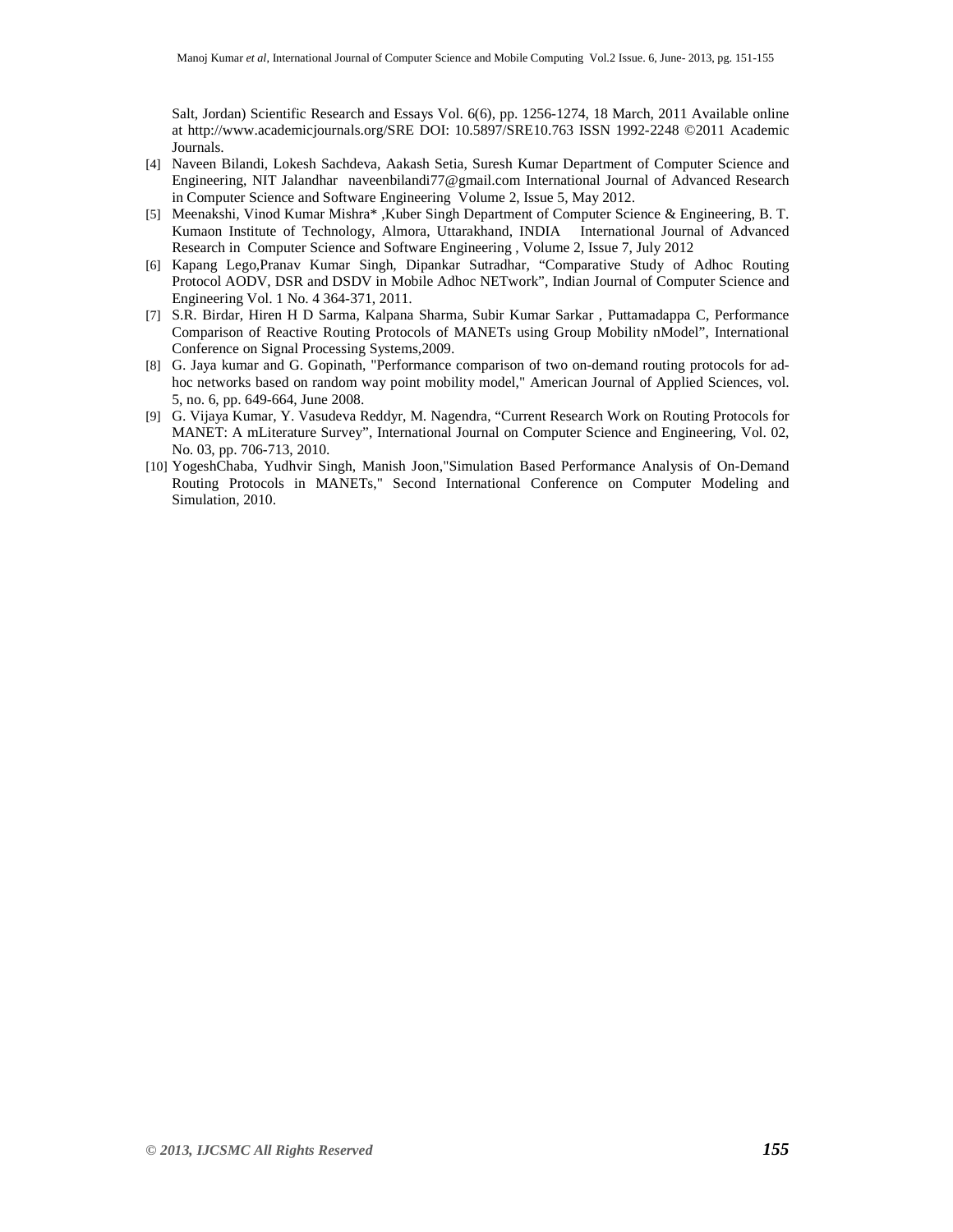Salt, Jordan) Scientific Research and Essays Vol. 6(6), pp. 1256-1274, 18 March, 2011 Available online at http://www.academicjournals.org/SRE DOI: 10.5897/SRE10.763 ISSN 1992-2248 ©2011 Academic Journals.

[4] Naveen Bilandi, Lokesh Sachdeva, Aakash Setia, Suresh Kumar Department of Computer Science and Engineering, NIT Jalandhar naveenbilandi77@gmail.com International Journal of Advanced Research in Computer Science and Software Engineering Volume 2, Issue 5, May 2012.

[5] Meenakshi, Vinod Kumar Mishra* ,Kuber Singh Department of Computer Science & Engineering, B. T. Kumaon Institute of Technology, Almora, Uttarakhand, INDIA International Journal of Advanced Research in Computer Science and Software Engineering , Volume 2, Issue 7, July 2012

[6] Kapang Lego,Pranav Kumar Singh, Dipankar Sutradhar, "Comparative Study of Adhoc Routing Protocol AODV, DSR and DSDV in Mobile Adhoc NETwork", Indian Journal of Computer Science and Engineering Vol. 1 No. 4 364-371, 2011.

[7] S.R. Birdar, Hiren H D Sarma, Kalpana Sharma, Subir Kumar Sarkar , Puttamadappa C, Performance Comparison of Reactive Routing Protocols of MANETs using Group Mobility nModel", International Conference on Signal Processing Systems,2009.

[8] G. Jaya kumar and G. Gopinath, "Performance comparison of two on-demand routing protocols for ad-hoc networks based on random way point mobility model," American Journal of Applied Sciences, vol. 5, no. 6, pp. 649-664, June 2008.

[9] G. Vijaya Kumar, Y. Vasudeva Reddyr, M. Nagendra, "Current Research Work on Routing Protocols for MANET: A mLiterature Survey", International Journal on Computer Science and Engineering, Vol. 02, No. 03, pp. 706-713, 2010.

[10] YogeshChaba, Yudhvir Singh, Manish Joon,"Simulation Based Performance Analysis of On-Demand Routing Protocols in MANETs," Second International Conference on Computer Modeling and Simulation, 2010.